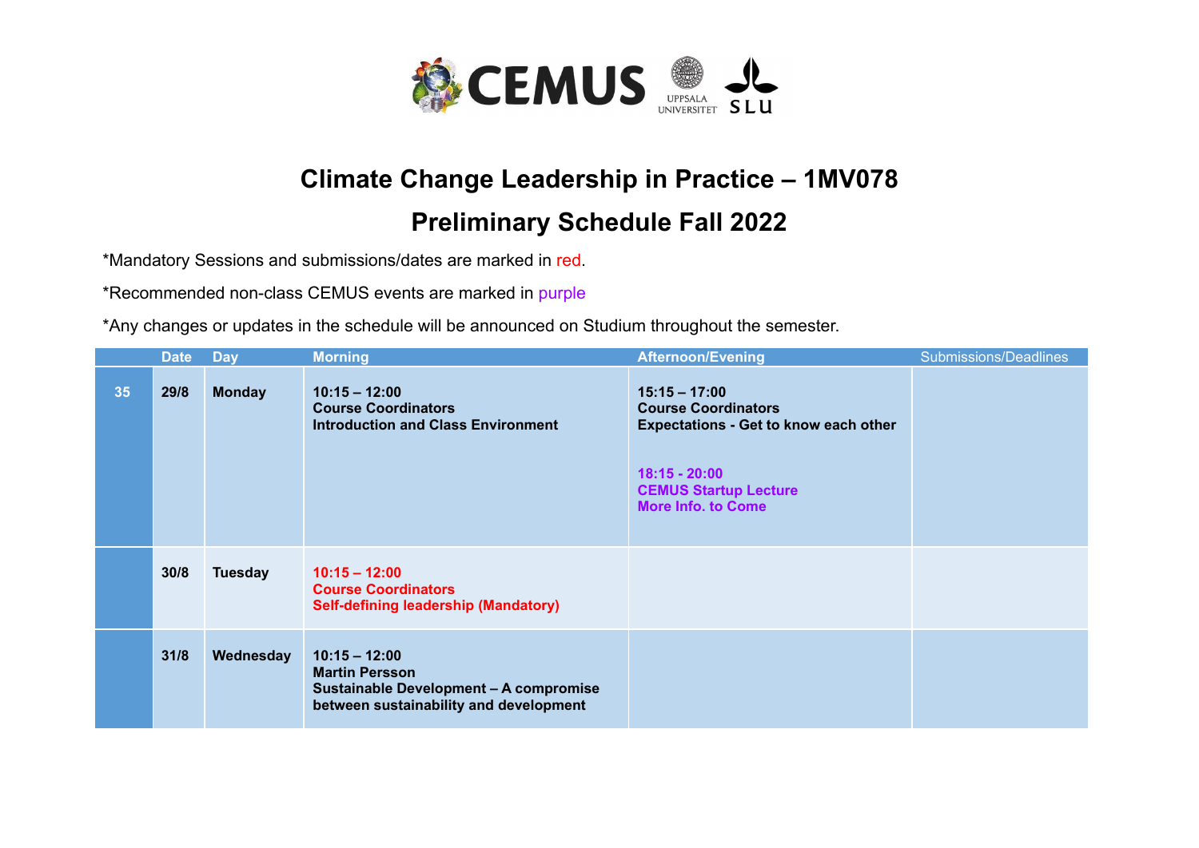# Climate Change Leadership in Practice – 1MV078

## Preliminary Schedule Fall 2022

*Mandatory Sessions and submissions/dates are marked in red.

*Recommended non-class CEMUS events are marked in purple

*Any changes or updates in the schedule will be announced on Studium throughout the semester.

| | Date | Day | Morning | Afternoon/Evening | Submissions/Deadlines |
|---|---|---|---|---|---|
| 35 | 29/8 | Monday | **10:15 – 12:00**<br>**Course Coordinators**<br>**Introduction and Class Environment** | **15:15 – 17:00**<br>**Course Coordinators**<br>**Expectations - Get to know each other**<br><br>**18:15 - 20:00**<br>**CEMUS Startup Lecture**<br>**More Info. to Come** | |
| | 30/8 | Tuesday | **10:15 – 12:00**<br>**Course Coordinators**<br>**Self-defining leadership (Mandatory)** | | |
| | 31/8 | Wednesday | **10:15 – 12:00**<br>**Martin Persson**<br>**Sustainable Development – A compromise between sustainability and development** | | |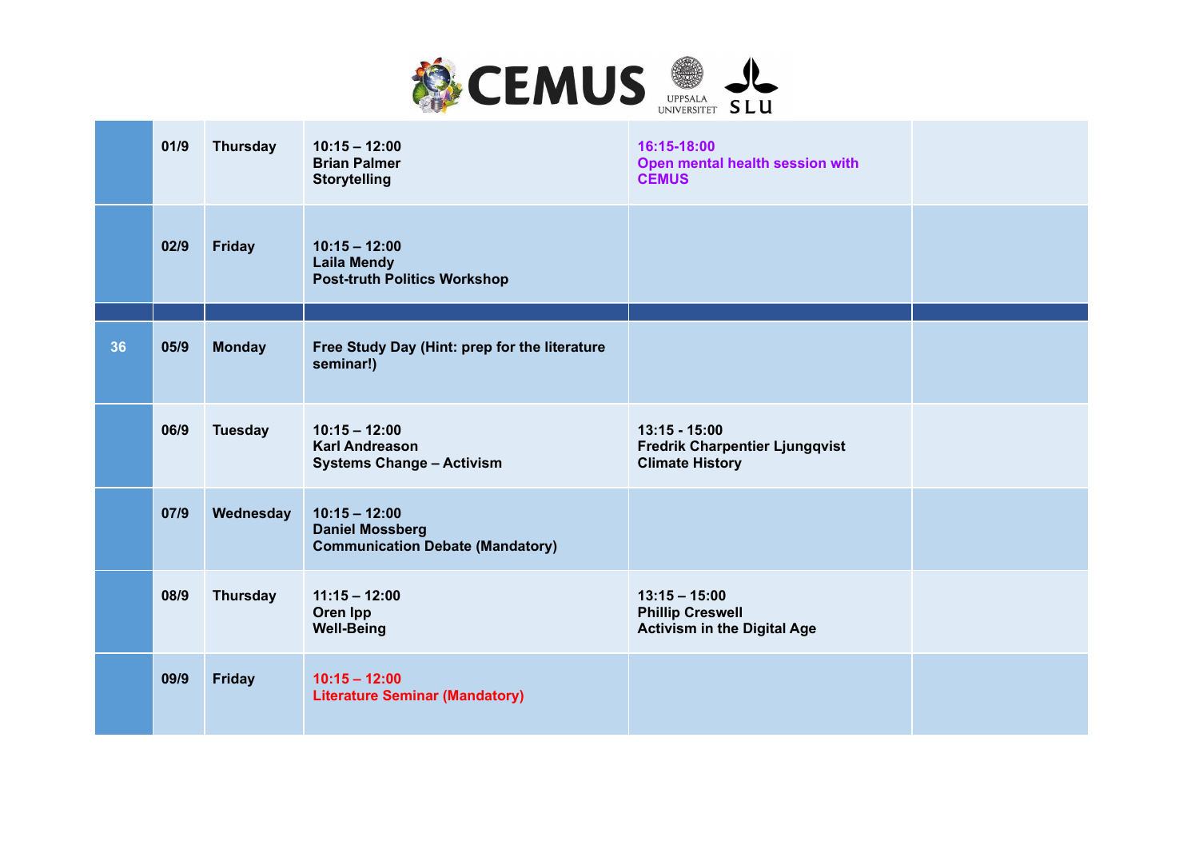| | | | | | |
|---|---|---|---|---|---|
| | 01/9 | Thursday | 10:15 – 12:00<br>Brian Palmer<br>Storytelling | 16:15-18:00<br>Open mental health session with CEMUS | |
| | 02/9 | Friday | 10:15 – 12:00<br>Laila Mendy<br>Post-truth Politics Workshop | | |
| | | | | | |
| 36 | 05/9 | Monday | Free Study Day (Hint: prep for the literature seminar!) | | |
| | 06/9 | Tuesday | 10:15 – 12:00<br>Karl Andreason<br>Systems Change – Activism | 13:15 - 15:00<br>Fredrik Charpentier Ljungqvist<br>Climate History | |
| | 07/9 | Wednesday | 10:15 – 12:00<br>Daniel Mossberg<br>Communication Debate (Mandatory) | | |
| | 08/9 | Thursday | 11:15 – 12:00<br>Oren Ipp<br>Well-Being | 13:15 – 15:00<br>Phillip Creswell<br>Activism in the Digital Age | |
| | 09/9 | Friday | 10:15 – 12:00<br>Literature Seminar (Mandatory) | | |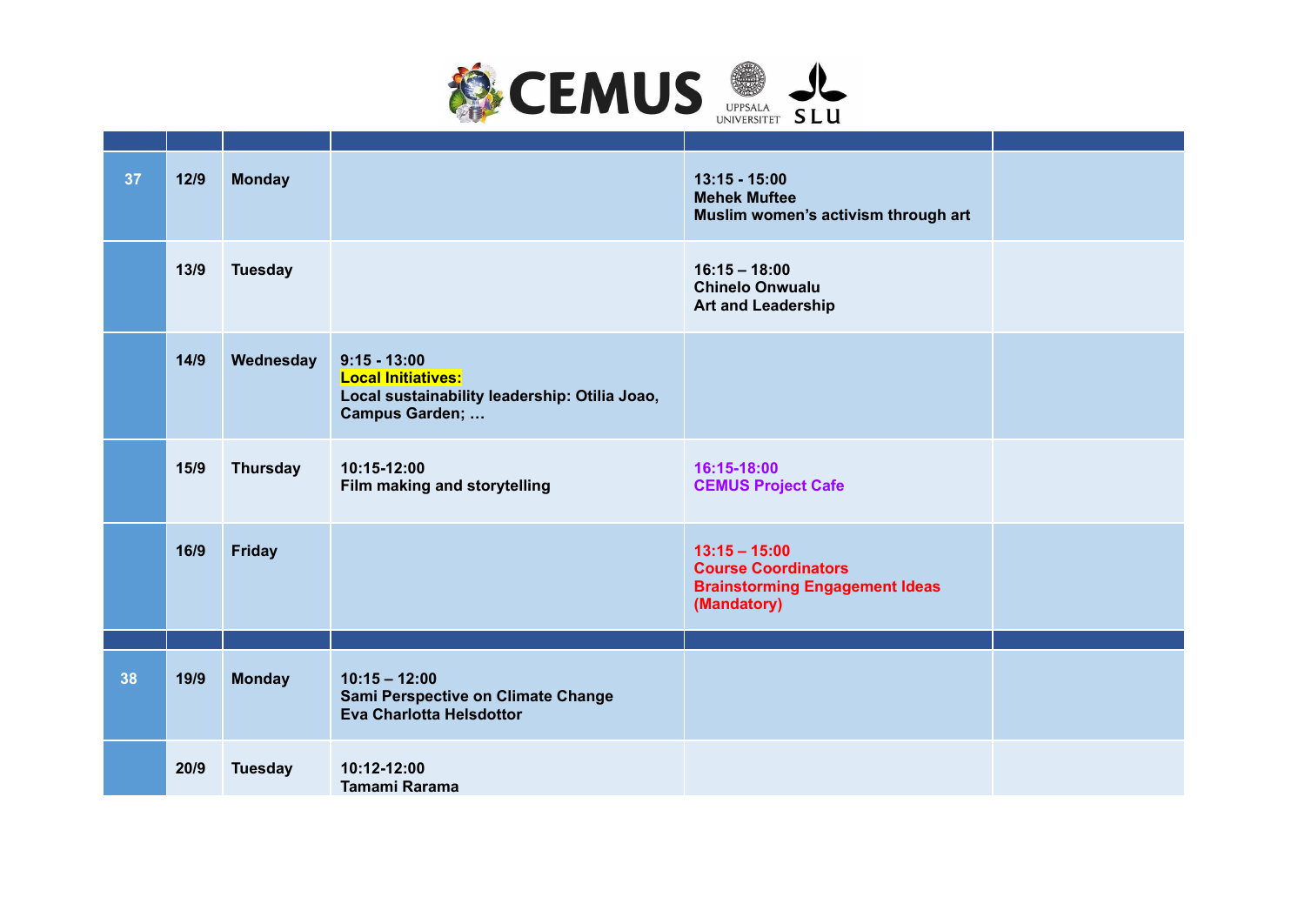| | | | | | |
|---|---|---|---|---|---|
| **37** | **12/9** | **Monday** | | **13:15 - 15:00**<br>**Mehek Muftee**<br>**Muslim women's activism through art** | |
| | **13/9** | **Tuesday** | | **16:15 – 18:00**<br>**Chinelo Onwualu**<br>**Art and Leadership** | |
| | **14/9** | **Wednesday** | **9:15 - 13:00**<br>**Local Initiatives:**<br>**Local sustainability leadership: Otilia Joao, Campus Garden; …** | | |
| | **15/9** | **Thursday** | **10:15-12:00**<br>**Film making and storytelling** | **16:15-18:00**<br>**CEMUS Project Cafe** | |
| | **16/9** | **Friday** | | **13:15 – 15:00**<br>**Course Coordinators**<br>**Brainstorming Engagement Ideas (Mandatory)** | |
| | | | | | |
| **38** | **19/9** | **Monday** | **10:15 – 12:00**<br>**Sami Perspective on Climate Change**<br>**Eva Charlotta Helsdottor** | | |
| | **20/9** | **Tuesday** | **10:12-12:00**<br>**Tamami Rarama** | | |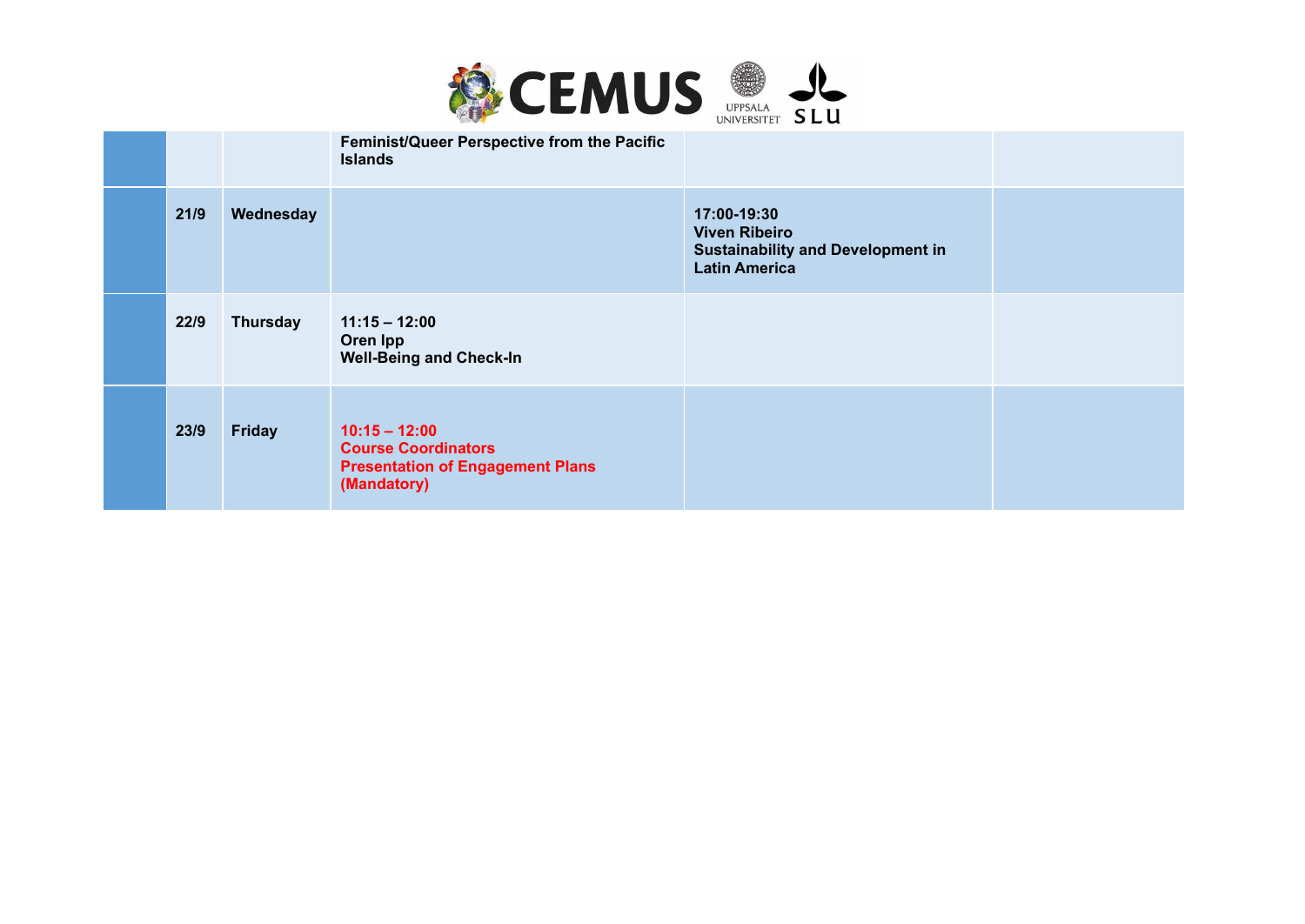| | | | | | |
|---|---|---|---|---|---|
| | | | Feminist/Queer Perspective from the Pacific Islands | | |
| | 21/9 | Wednesday | | 17:00-19:30<br>Viven Ribeiro<br>Sustainability and Development in Latin America | |
| | 22/9 | Thursday | 11:15 – 12:00<br>Oren Ipp<br>Well-Being and Check-In | | |
| | 23/9 | Friday | 10:15 – 12:00<br>Course Coordinators<br>Presentation of Engagement Plans (Mandatory) | | |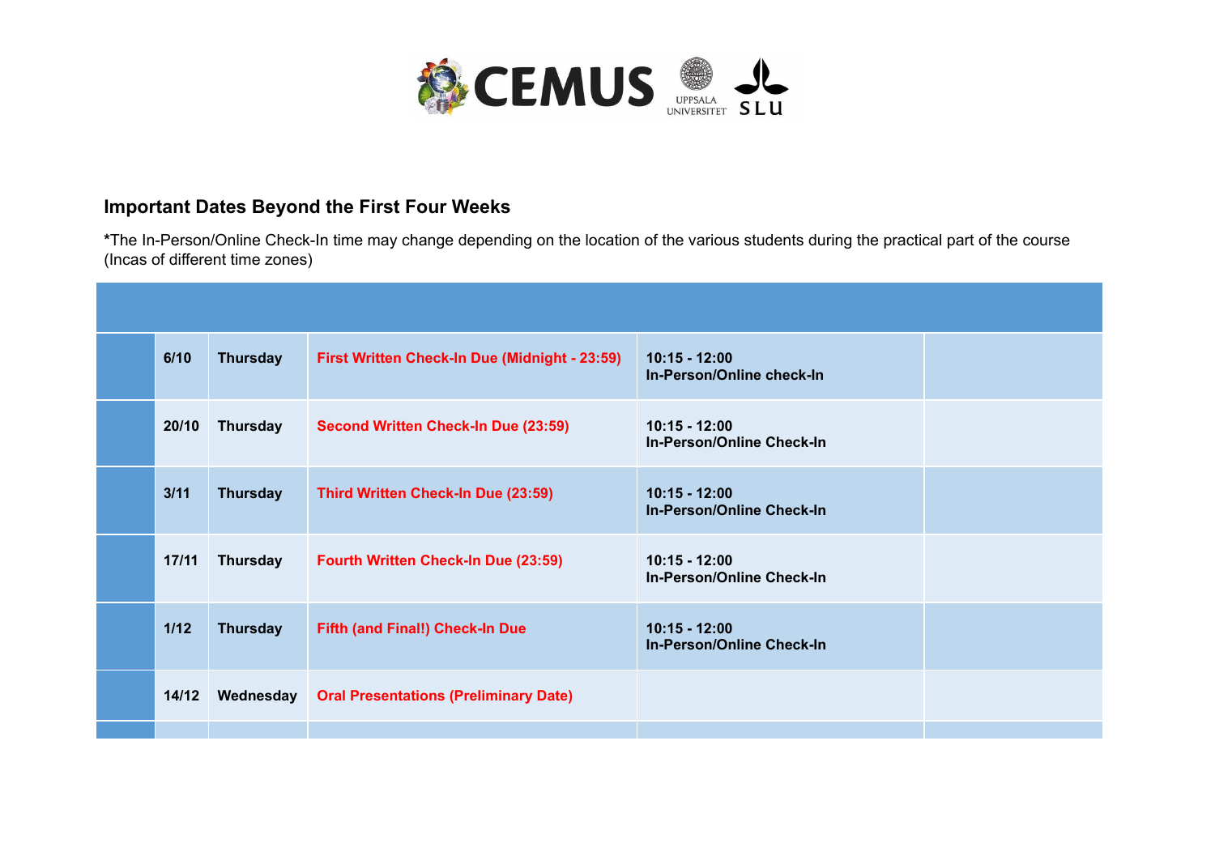## Important Dates Beyond the First Four Weeks

***The In-Person/Online Check-In time may change depending on the location of the various students during the practical part of the course (Incas of different time zones)

| | | | | | |
|---|---|---|---|---|---|
| | **6/10** | **Thursday** | **First Written Check-In Due (Midnight - 23:59)** | **10:15 - 12:00**<br>**In-Person/Online check-In** | |
| | **20/10** | **Thursday** | **Second Written Check-In Due (23:59)** | **10:15 - 12:00**<br>**In-Person/Online Check-In** | |
| | **3/11** | **Thursday** | **Third Written Check-In Due (23:59)** | **10:15 - 12:00**<br>**In-Person/Online Check-In** | |
| | **17/11** | **Thursday** | **Fourth Written Check-In Due (23:59)** | **10:15 - 12:00**<br>**In-Person/Online Check-In** | |
| | **1/12** | **Thursday** | **Fifth (and Final!) Check-In Due** | **10:15 - 12:00**<br>**In-Person/Online Check-In** | |
| | **14/12** | **Wednesday** | **Oral Presentations (Preliminary Date)** | | |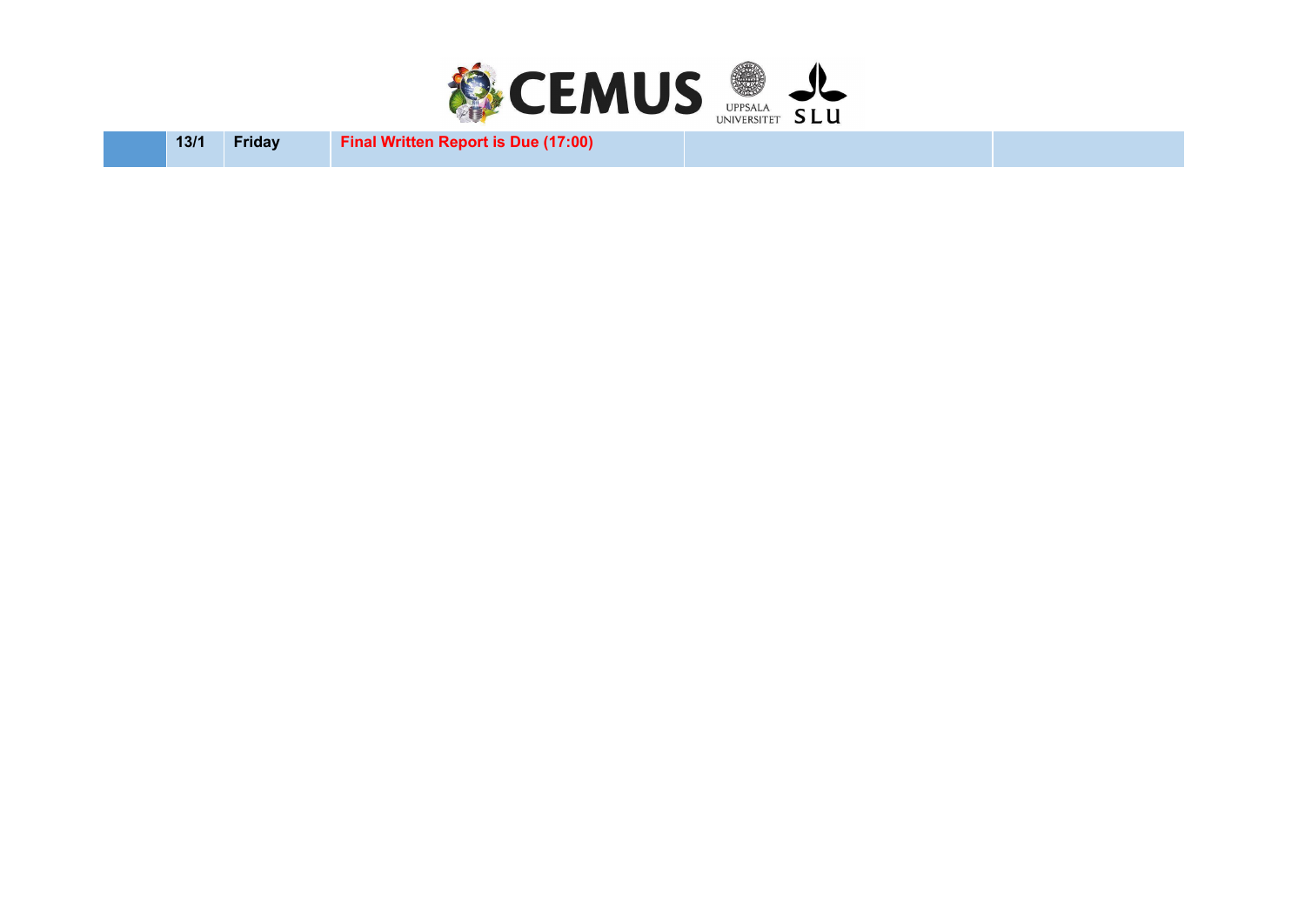| | | | | | |
|---|---|---|---|---|---|
| | 13/1 | Friday | **Final Written Report is Due (17:00)** | | |